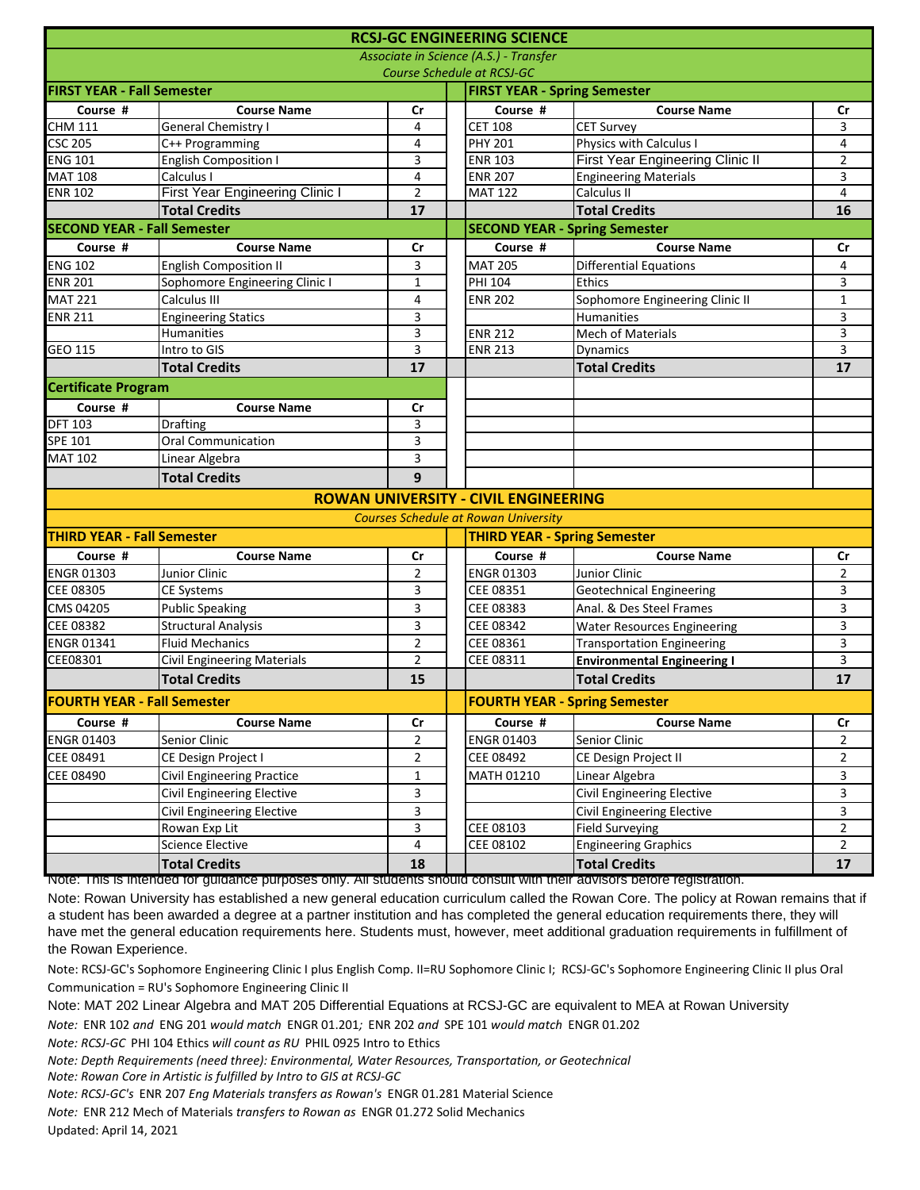# RCSJ-GC ENGINEERING SCIENCE

*Associate in Science (A.S.) - Transfer*

*Course Schedule at RCSJ-GC*

| **FIRST YEAR - Fall Semester** | | | | **FIRST YEAR - Spring Semester** | | |
|---|---|---|---|---|---|---|
| **Course #** | **Course Name** | **Cr** | | **Course #** | **Course Name** | **Cr** |
| CHM 111 | General Chemistry I | 4 | | CET 108 | CET Survey | 3 |
| CSC 205 | C++ Programming | 4 | | PHY 201 | Physics with Calculus I | 4 |
| ENG 101 | English Composition I | 3 | | ENR 103 | First Year Engineering Clinic II | 2 |
| MAT 108 | Calculus I | 4 | | ENR 207 | Engineering Materials | 3 |
| ENR 102 | First Year Engineering Clinic I | 2 | | MAT 122 | Calculus II | 4 |
| | **Total Credits** | **17** | | | **Total Credits** | **16** |
| **SECOND YEAR - Fall Semester** | | | | **SECOND YEAR - Spring Semester** | | |
| **Course #** | **Course Name** | **Cr** | | **Course #** | **Course Name** | **Cr** |
| ENG 102 | English Composition II | 3 | | MAT 205 | Differential Equations | 4 |
| ENR 201 | Sophomore Engineering Clinic I | 1 | | PHI 104 | Ethics | 3 |
| MAT 221 | Calculus III | 4 | | ENR 202 | Sophomore Engineering Clinic II | 1 |
| ENR 211 | Engineering Statics | 3 | | | Humanities | 3 |
| | Humanities | 3 | | ENR 212 | Mech of Materials | 3 |
| GEO 115 | Intro to GIS | 3 | | ENR 213 | Dynamics | 3 |
| | **Total Credits** | **17** | | | **Total Credits** | **17** |
| **Certificate Program** | | | | | | |
| **Course #** | **Course Name** | **Cr** | | | | |
| DFT 103 | Drafting | 3 | | | | |
| SPE 101 | Oral Communication | 3 | | | | |
| MAT 102 | Linear Algebra | 3 | | | | |
| | **Total Credits** | **9** | | | | |

# ROWAN UNIVERSITY - CIVIL ENGINEERING

*Courses Schedule at Rowan University*

| **THIRD YEAR - Fall Semester** | | | | **THIRD YEAR - Spring Semester** | | |
|---|---|---|---|---|---|---|
| **Course #** | **Course Name** | **Cr** | | **Course #** | **Course Name** | **Cr** |
| ENGR 01303 | Junior Clinic | 2 | | ENGR 01303 | Junior Clinic | 2 |
| CEE 08305 | CE Systems | 3 | | CEE 08351 | Geotechnical Engineering | 3 |
| CMS 04205 | Public Speaking | 3 | | CEE 08383 | Anal. & Des Steel Frames | 3 |
| CEE 08382 | Structural Analysis | 3 | | CEE 08342 | Water Resources Engineering | 3 |
| ENGR 01341 | Fluid Mechanics | 2 | | CEE 08361 | Transportation Engineering | 3 |
| CEE08301 | Civil Engineering Materials | 2 | | CEE 08311 | **Environmental Engineering I** | 3 |
| | **Total Credits** | **15** | | | **Total Credits** | **17** |
| **FOURTH YEAR - Fall Semester** | | | | **FOURTH YEAR - Spring Semester** | | |
| **Course #** | **Course Name** | **Cr** | | **Course #** | **Course Name** | **Cr** |
| ENGR 01403 | Senior Clinic | 2 | | ENGR 01403 | Senior Clinic | 2 |
| CEE 08491 | CE Design Project I | 2 | | CEE 08492 | CE Design Project II | 2 |
| CEE 08490 | Civil Engineering Practice | 1 | | MATH 01210 | Linear Algebra | 3 |
| | Civil Engineering Elective | 3 | | | Civil Engineering Elective | 3 |
| | Civil Engineering Elective | 3 | | | Civil Engineering Elective | 3 |
| | Rowan Exp Lit | 3 | | CEE 08103 | Field Surveying | 2 |
| | Science Elective | 4 | | CEE 08102 | Engineering Graphics | 2 |
| | **Total Credits** | **18** | | | **Total Credits** | **17** |

Note: This is intended for guidance purposes only. All students should consult with their advisors before registration.

Note: Rowan University has established a new general education curriculum called the Rowan Core. The policy at Rowan remains that if a student has been awarded a degree at a partner institution and has completed the general education requirements there, they will have met the general education requirements here. Students must, however, meet additional graduation requirements in fulfillment of the Rowan Experience.

Note: RCSJ-GC's Sophomore Engineering Clinic I plus English Comp. II=RU Sophomore Clinic I; RCSJ-GC's Sophomore Engineering Clinic II plus Oral Communication = RU's Sophomore Engineering Clinic II

Note: MAT 202 Linear Algebra and MAT 205 Differential Equations at RCSJ-GC are equivalent to MEA at Rowan University

*Note:* ENR 102 *and* ENG 201 *would match* ENGR 01.201*;* ENR 202 *and* SPE 101 *would match* ENGR 01.202

*Note: RCSJ-GC* PHI 104 Ethics *will count as RU* PHIL 0925 Intro to Ethics

*Note: Depth Requirements (need three): Environmental, Water Resources, Transportation, or Geotechnical*

*Note: Rowan Core in Artistic is fulfilled by Intro to GIS at RCSJ-GC*

*Note: RCSJ-GC's* ENR 207 *Eng Materials transfers as Rowan's* ENGR 01.281 Material Science

*Note:* ENR 212 Mech of Materials *transfers to Rowan as* ENGR 01.272 Solid Mechanics

Updated: April 14, 2021